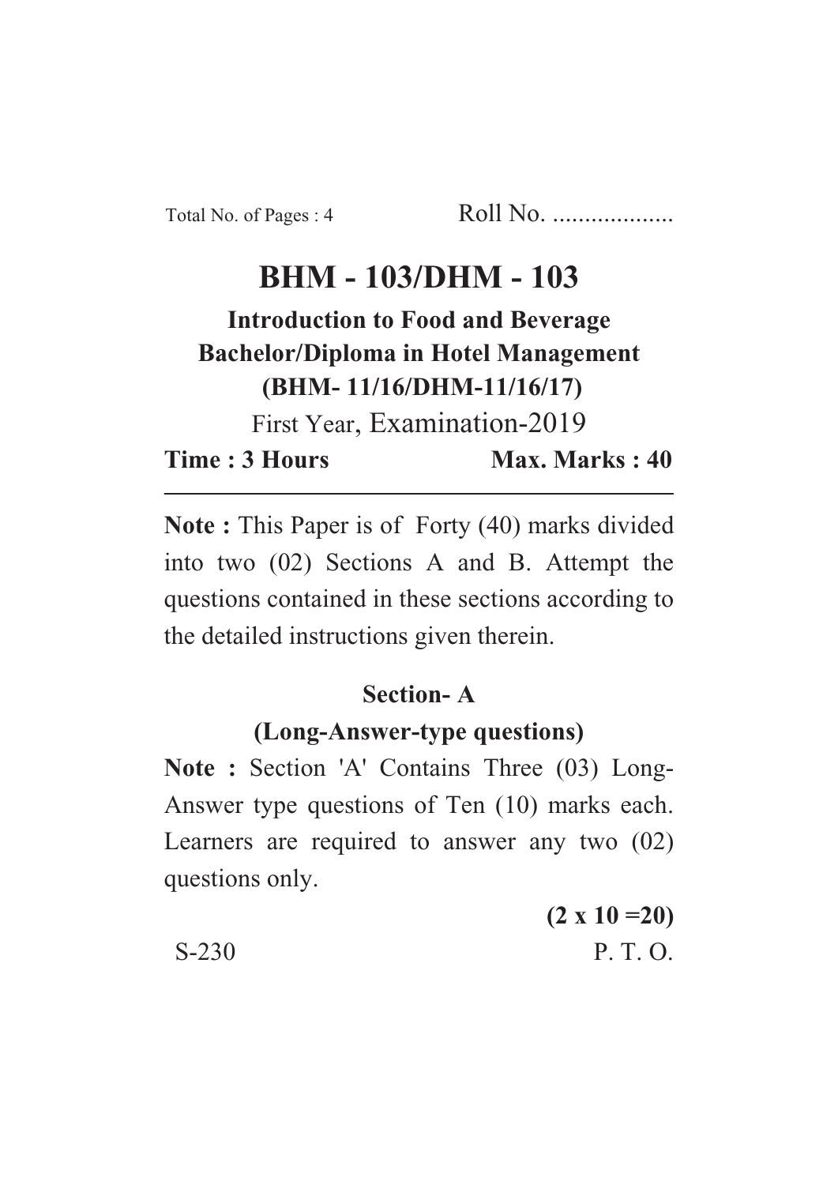Total No. of Pages : 4 Roll No. ...................

# BHM - 103/DHM - 103

**Introduction to Food and Beverage**
**Bachelor/Diploma in Hotel Management**
**(BHM- 11/16/DHM-11/16/17)**

First Year, Examination-2019

**Time : 3 Hours** **Max. Marks : 40**

---

**Note :** This Paper is of Forty (40) marks divided into two (02) Sections A and B. Attempt the questions contained in these sections according to the detailed instructions given therein.

## Section- A

### (Long-Answer-type questions)

**Note :** Section 'A' Contains Three (03) Long-Answer type questions of Ten (10) marks each. Learners are required to answer any two (02) questions only.

**(2 x 10 =20)**

S-230 P. T. O.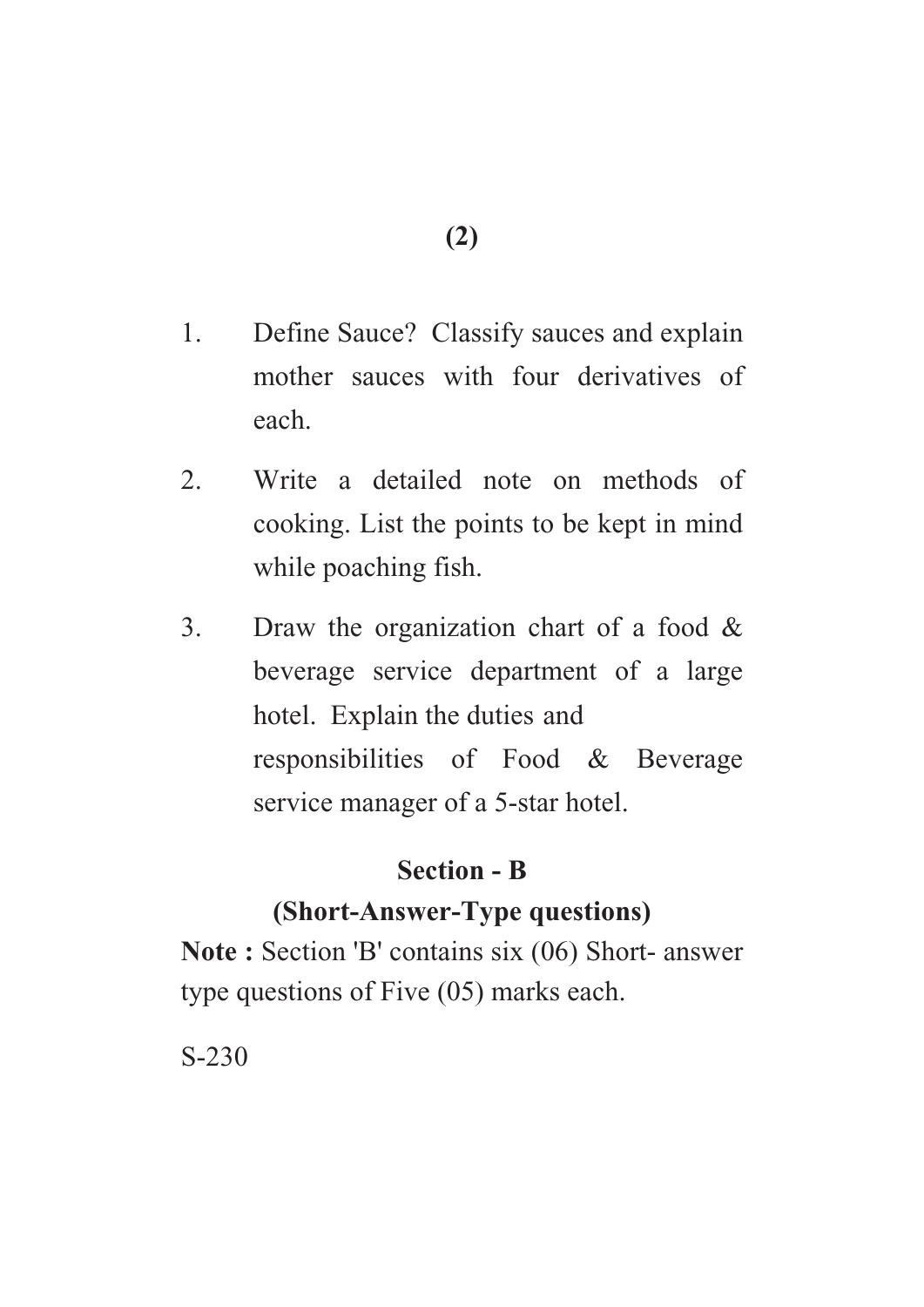1. Define Sauce? Classify sauces and explain mother sauces with four derivatives of each.

2. Write a detailed note on methods of cooking. List the points to be kept in mind while poaching fish.

3. Draw the organization chart of a food & beverage service department of a large hotel. Explain the duties and responsibilities of Food & Beverage service manager of a 5-star hotel.

## Section - B

### (Short-Answer-Type questions)

**Note :** Section 'B' contains six (06) Short- answer type questions of Five (05) marks each.

S-230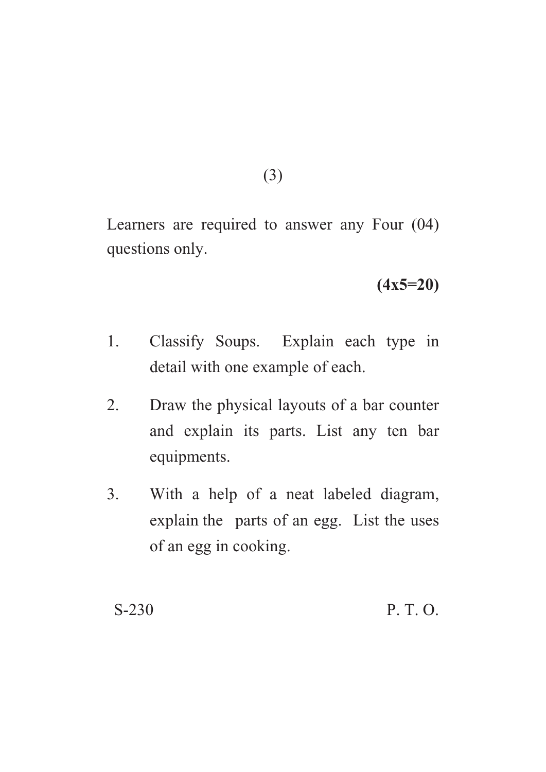Learners are required to answer any Four (04) questions only.

**(4x5=20)**

1. Classify Soups. Explain each type in detail with one example of each.

2. Draw the physical layouts of a bar counter and explain its parts. List any ten bar equipments.

3. With a help of a neat labeled diagram, explain the parts of an egg. List the uses of an egg in cooking.

S-230 P. T. O.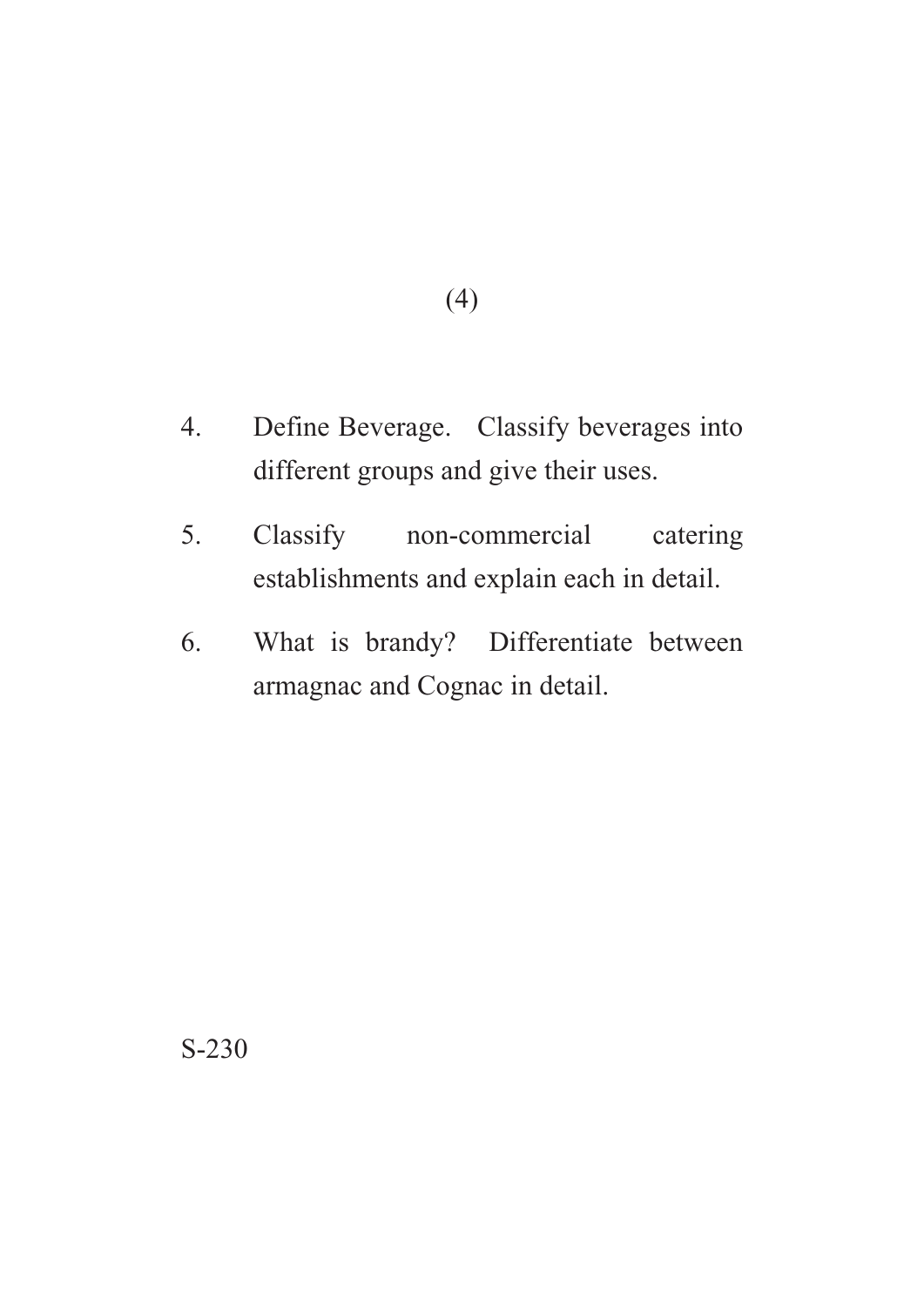4. Define Beverage. Classify beverages into different groups and give their uses.

5. Classify non-commercial catering establishments and explain each in detail.

6. What is brandy? Differentiate between armagnac and Cognac in detail.

S-230